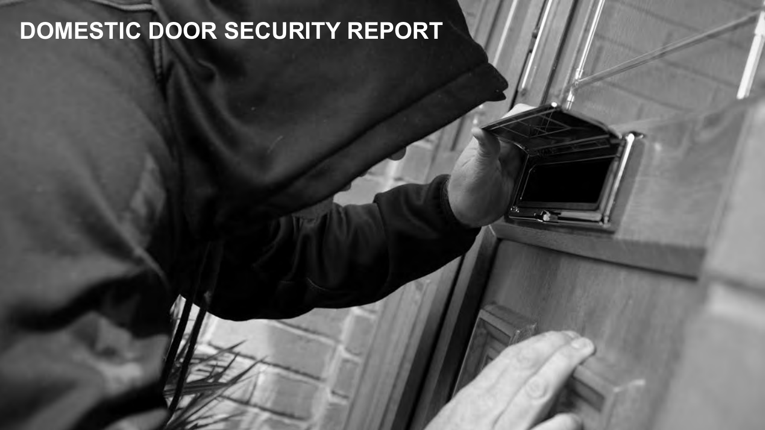# DOMESTIC DOOR SECURITY REPORT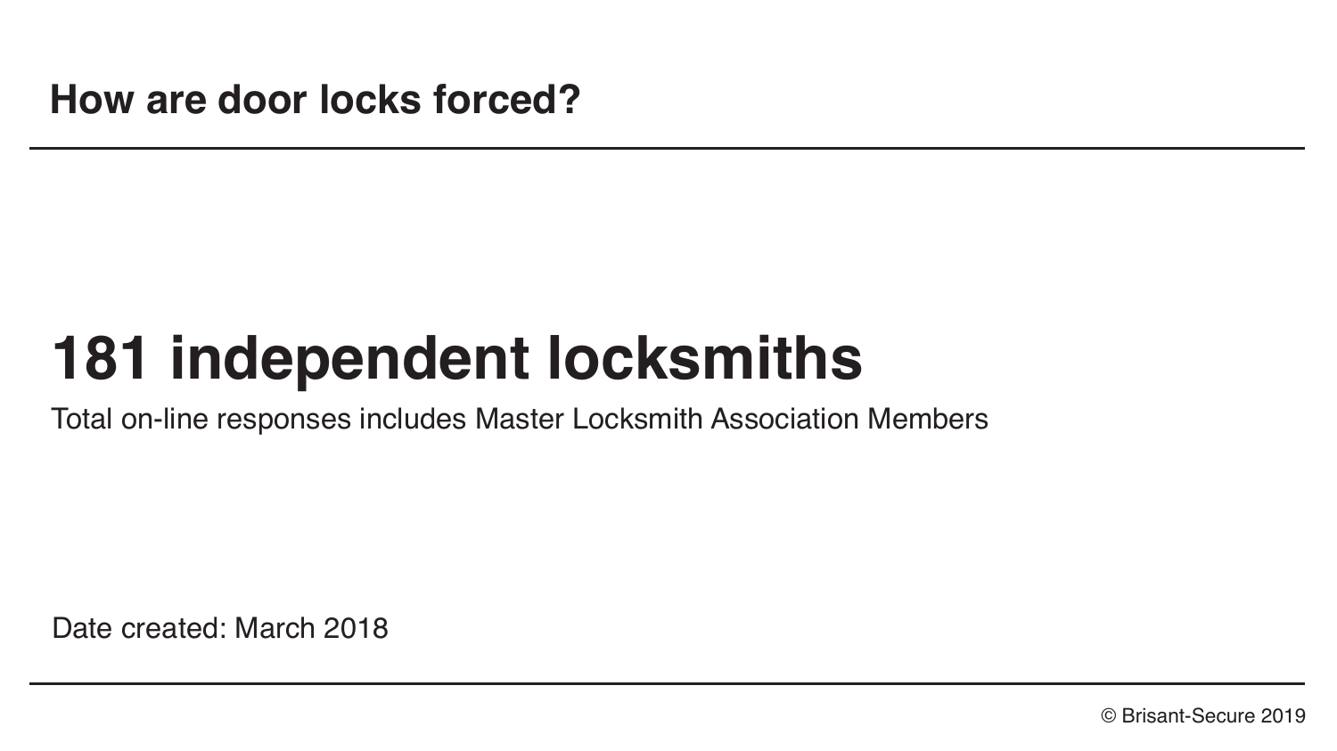## How are door locks forced?

# 181 independent locksmiths

Total on-line responses includes Master Locksmith Association Members

Date created: March 2018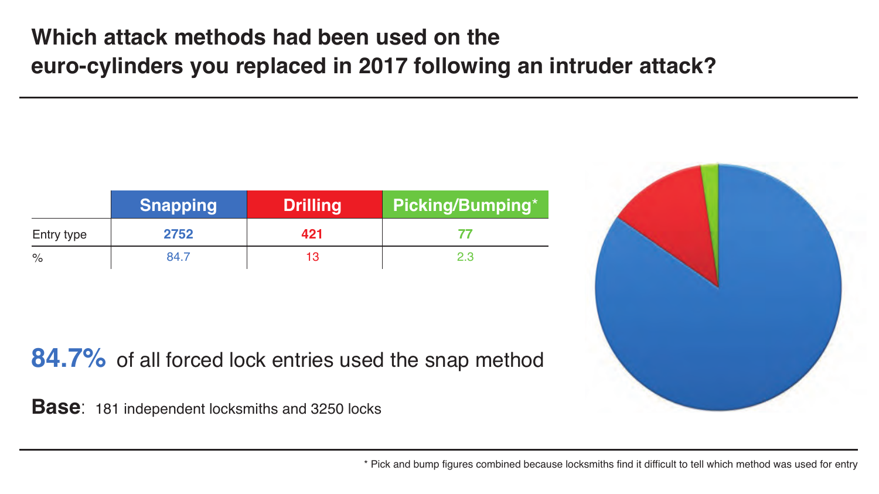# Which attack methods had been used on the euro-cylinders you replaced in 2017 following an intruder attack?

| | Snapping | Drilling | Picking/Bumping* |
|---|---|---|---|
| Entry type | **2752** | **421** | **77** |
| % | 84.7 | 13 | 2.3 |

**84.7%** of all forced lock entries used the snap method

**Base**: 181 independent locksmiths and 3250 locks

\* Pick and bump figures combined because locksmiths find it difficult to tell which method was used for entry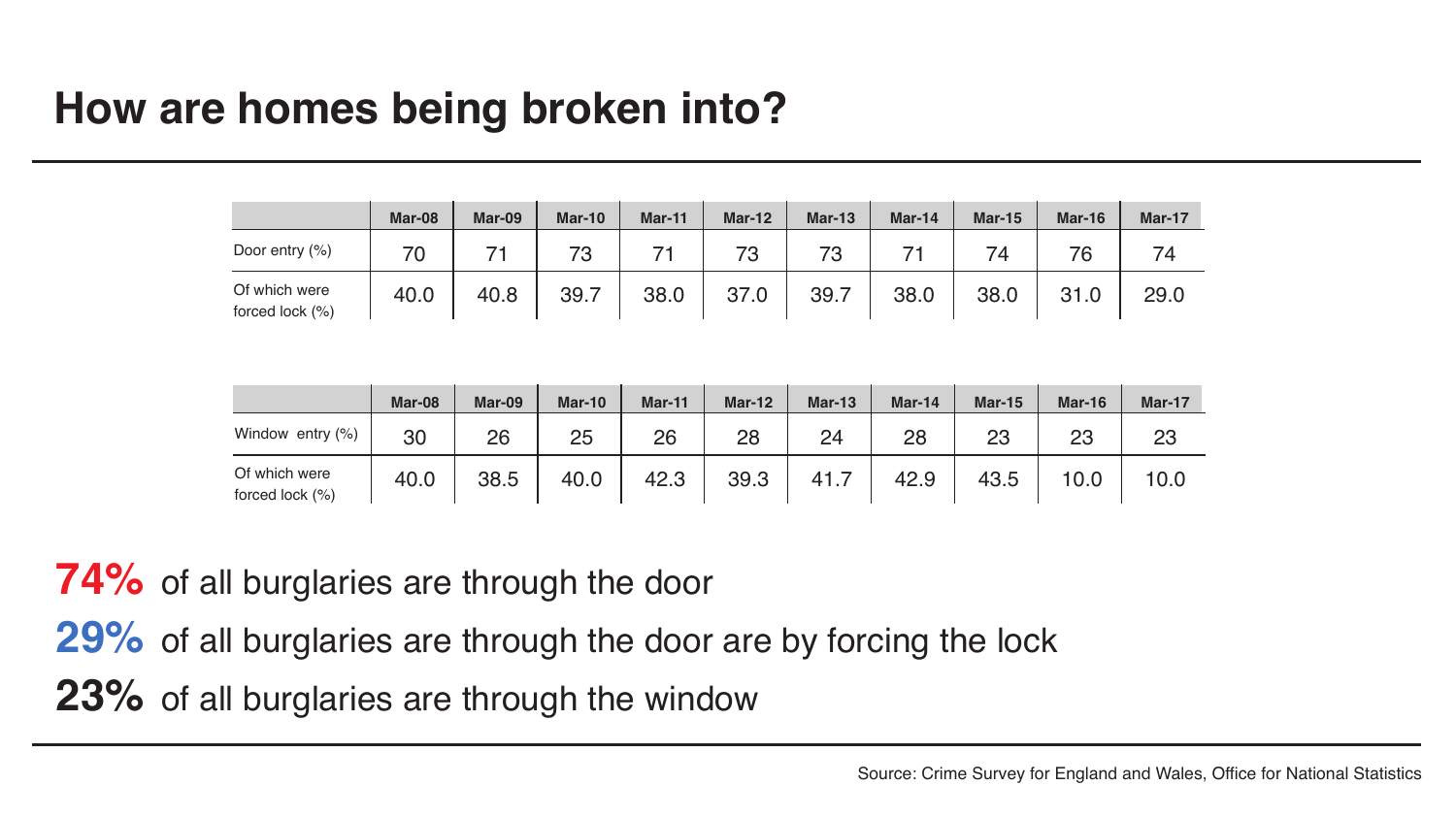# How are homes being broken into?

| | Mar-08 | Mar-09 | Mar-10 | Mar-11 | Mar-12 | Mar-13 | Mar-14 | Mar-15 | Mar-16 | Mar-17 |
|---|---|---|---|---|---|---|---|---|---|---|
| Door entry (%) | 70 | 71 | 73 | 71 | 73 | 73 | 71 | 74 | 76 | 74 |
| Of which were forced lock (%) | 40.0 | 40.8 | 39.7 | 38.0 | 37.0 | 39.7 | 38.0 | 38.0 | 31.0 | 29.0 |

| | Mar-08 | Mar-09 | Mar-10 | Mar-11 | Mar-12 | Mar-13 | Mar-14 | Mar-15 | Mar-16 | Mar-17 |
|---|---|---|---|---|---|---|---|---|---|---|
| Window entry (%) | 30 | 26 | 25 | 26 | 28 | 24 | 28 | 23 | 23 | 23 |
| Of which were forced lock (%) | 40.0 | 38.5 | 40.0 | 42.3 | 39.3 | 41.7 | 42.9 | 43.5 | 10.0 | 10.0 |

**74%** of all burglaries are through the door

**29%** of all burglaries are through the door are by forcing the lock

**23%** of all burglaries are through the window

Source: Crime Survey for England and Wales, Office for National Statistics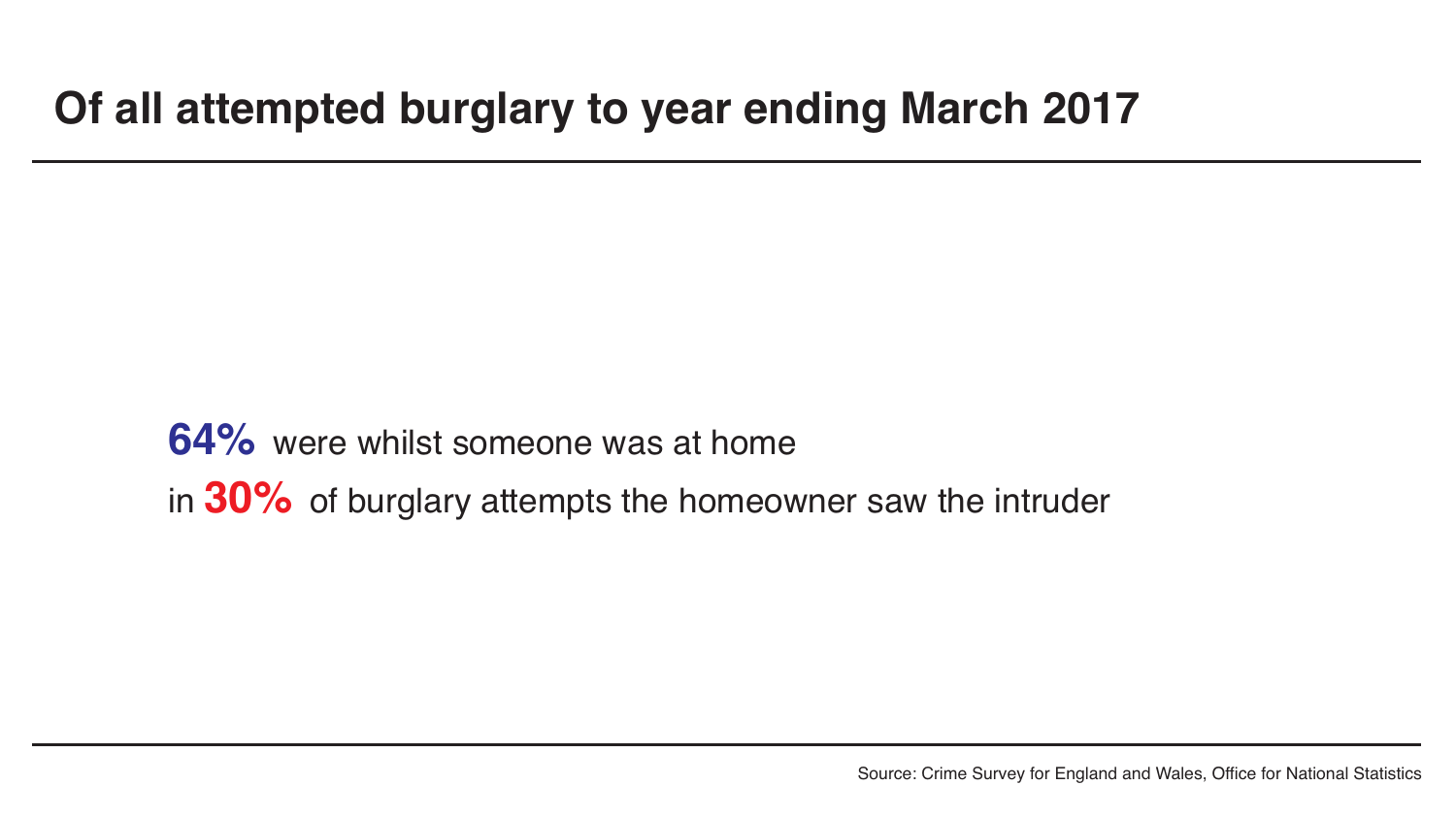# Of all attempted burglary to year ending March 2017

**64%** were whilst someone was at home

in **30%** of burglary attempts the homeowner saw the intruder

Source: Crime Survey for England and Wales, Office for National Statistics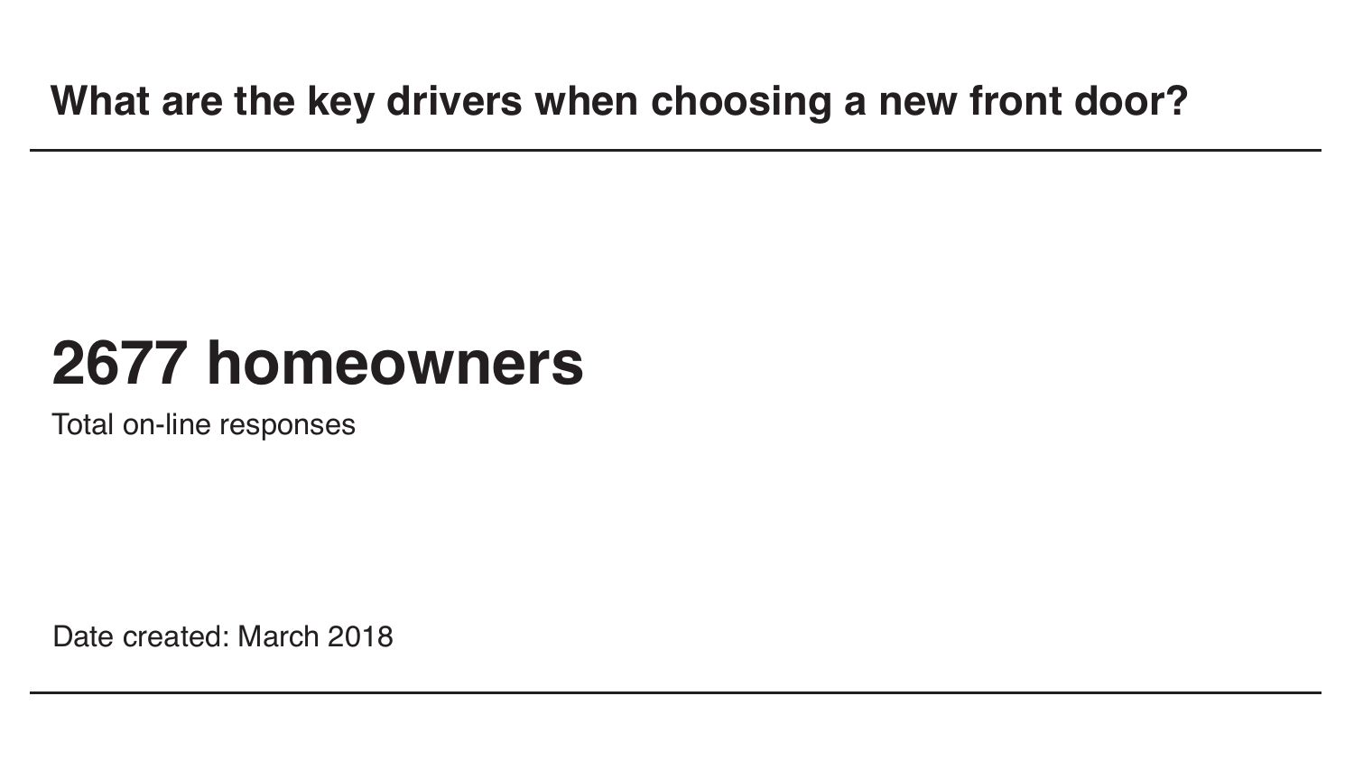## What are the key drivers when choosing a new front door?

# 2677 homeowners

Total on-line responses

Date created: March 2018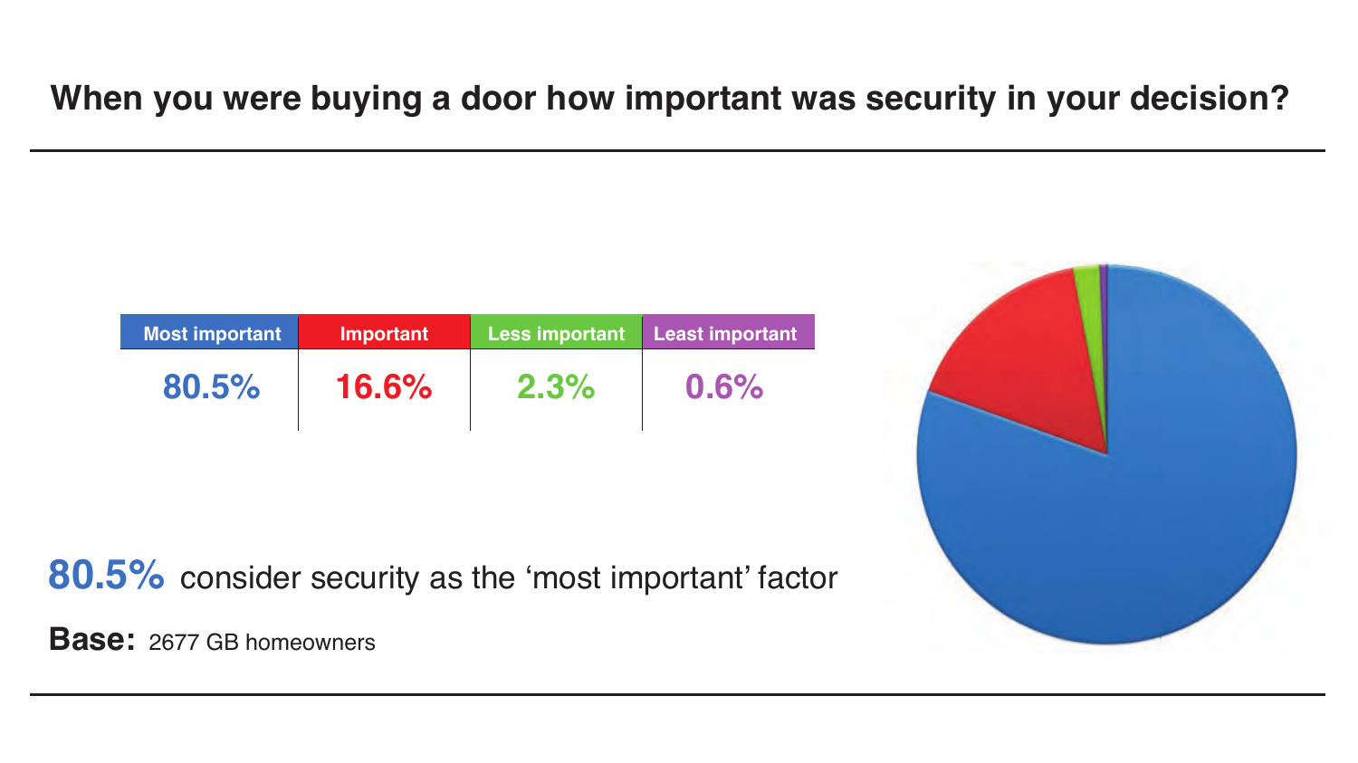# When you were buying a door how important was security in your decision?

| Most important | Important | Less important | Least important |
|---|---|---|---|
| 80.5% | 16.6% | 2.3% | 0.6% |

**80.5%** consider security as the 'most important' factor

**Base:** 2677 GB homeowners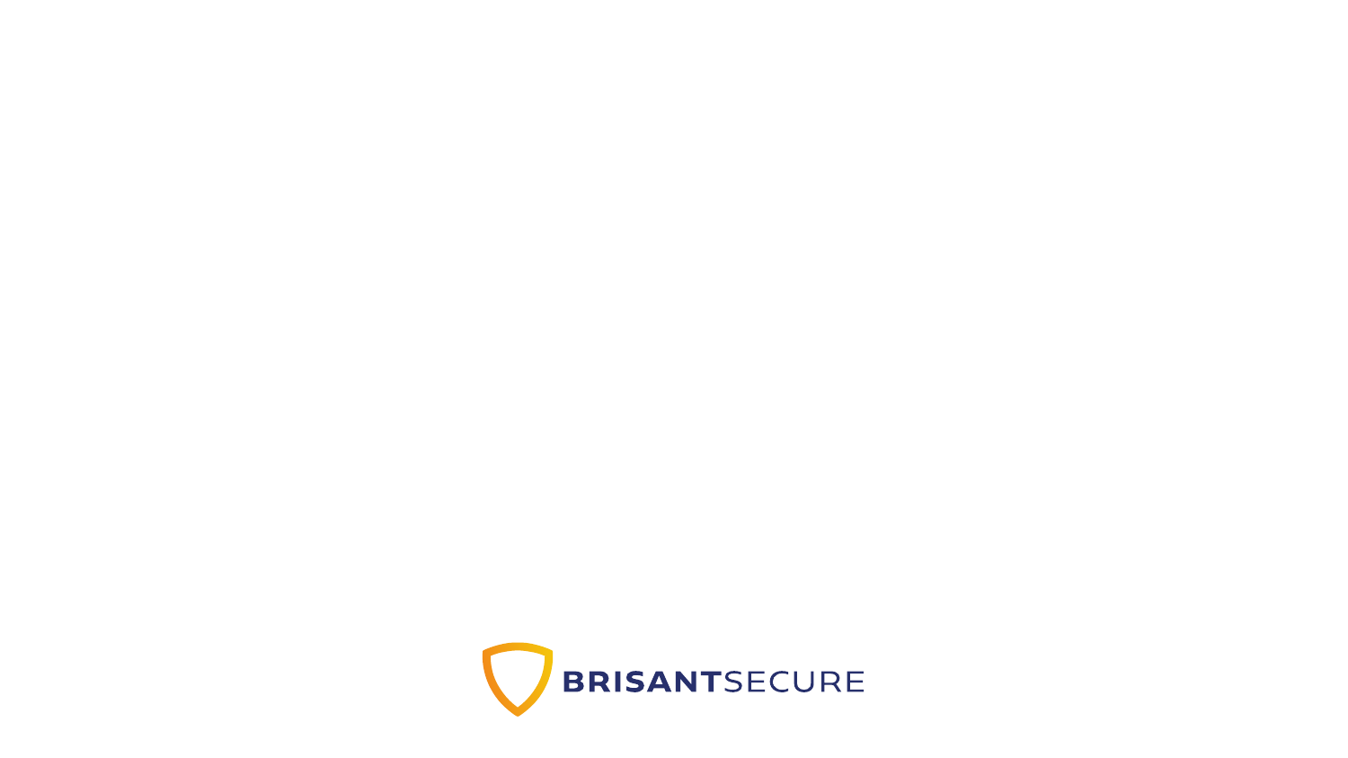BRISANTSECURE